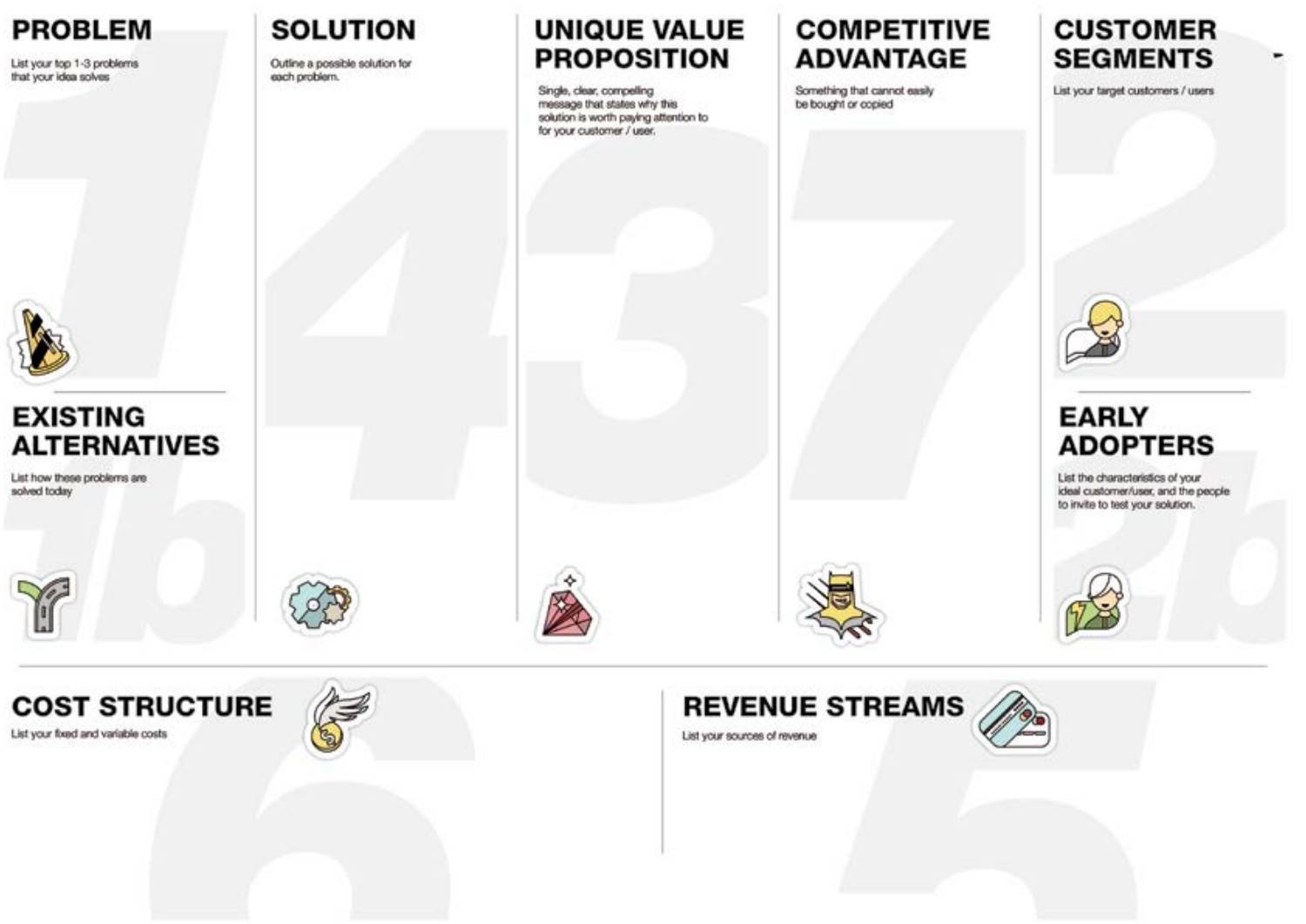## PROBLEM

List your top 1-3 problems that your idea solves

## EXISTING ALTERNATIVES

List how these problems are solved today

## SOLUTION

Outline a possible solution for each problem.

## UNIQUE VALUE PROPOSITION

Single, clear, compelling message that states why this solution is worth paying attention to for your customer / user.

## COMPETITIVE ADVANTAGE

Something that cannot easily be bought or copied

## CUSTOMER SEGMENTS

List your target customers / users

## EARLY ADOPTERS

List the characteristics of your ideal customer/user, and the people to invite to test your solution.

## COST STRUCTURE

List your fixed and variable costs

## REVENUE STREAMS

List your sources of revenue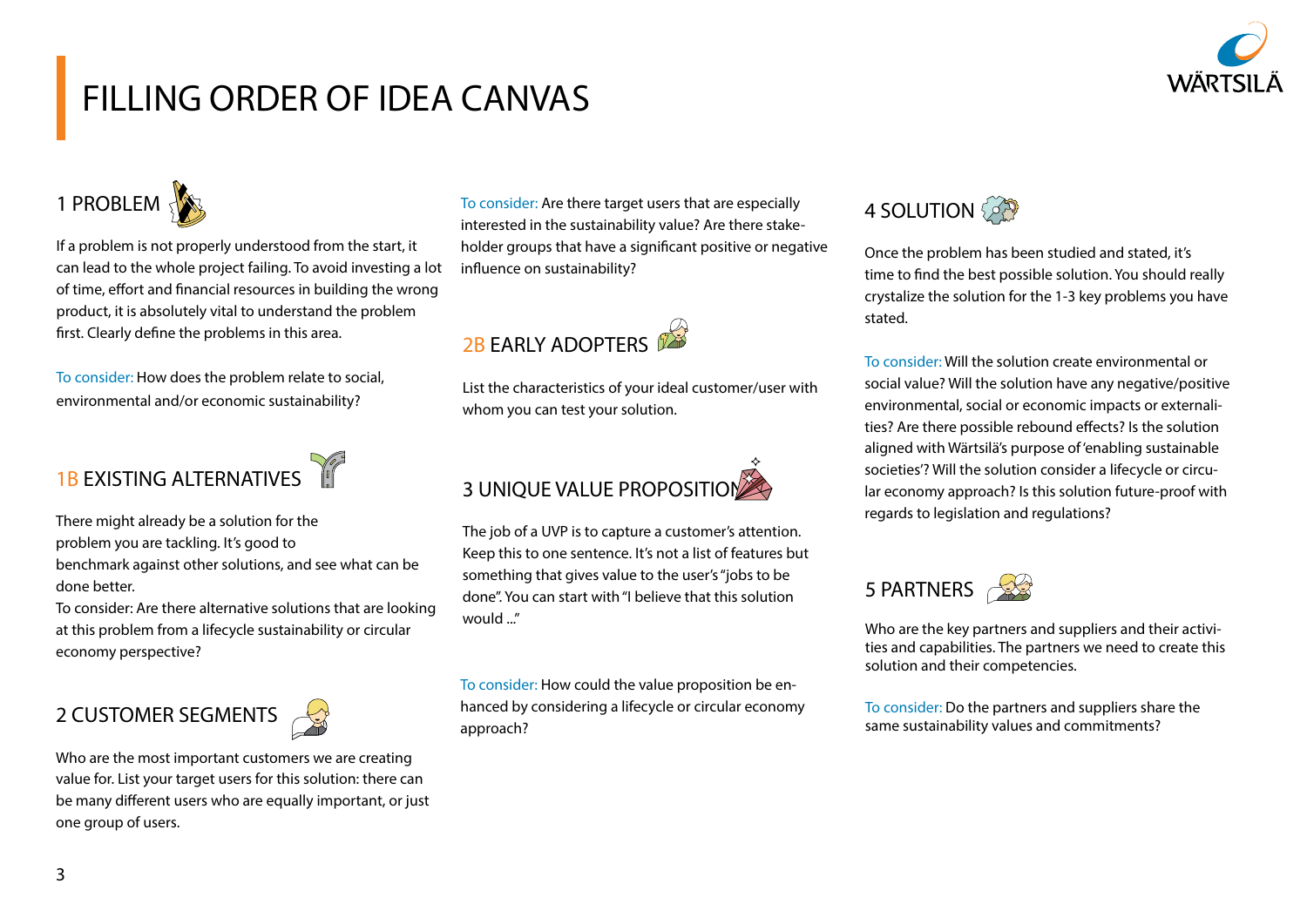# FILLING ORDER OF IDEA CANVAS

## 1 PROBLEM

If a problem is not properly understood from the start, it can lead to the whole project failing. To avoid investing a lot of time, effort and financial resources in building the wrong product, it is absolutely vital to understand the problem first. Clearly define the problems in this area.

To consider: How does the problem relate to social, environmental and/or economic sustainability?

## 1B EXISTING ALTERNATIVES

There might already be a solution for the problem you are tackling. It's good to benchmark against other solutions, and see what can be done better.

To consider: Are there alternative solutions that are looking at this problem from a lifecycle sustainability or circular economy perspective?

## 2 CUSTOMER SEGMENTS

Who are the most important customers we are creating value for. List your target users for this solution: there can be many different users who are equally important, or just one group of users.

To consider: Are there target users that are especially interested in the sustainability value? Are there stakeholder groups that have a significant positive or negative influence on sustainability?

## 2B EARLY ADOPTERS

List the characteristics of your ideal customer/user with whom you can test your solution.

## 3 UNIQUE VALUE PROPOSITION

The job of a UVP is to capture a customer's attention. Keep this to one sentence. It's not a list of features but something that gives value to the user's "jobs to be done". You can start with "I believe that this solution would ..."

To consider: How could the value proposition be enhanced by considering a lifecycle or circular economy approach?

## 4 SOLUTION

Once the problem has been studied and stated, it's time to find the best possible solution. You should really crystalize the solution for the 1-3 key problems you have stated.

To consider: Will the solution create environmental or social value? Will the solution have any negative/positive environmental, social or economic impacts or externalities? Are there possible rebound effects? Is the solution aligned with Wärtsilä's purpose of 'enabling sustainable societies'? Will the solution consider a lifecycle or circular economy approach? Is this solution future-proof with regards to legislation and regulations?

## 5 PARTNERS

Who are the key partners and suppliers and their activities and capabilities. The partners we need to create this solution and their competencies.

To consider: Do the partners and suppliers share the same sustainability values and commitments?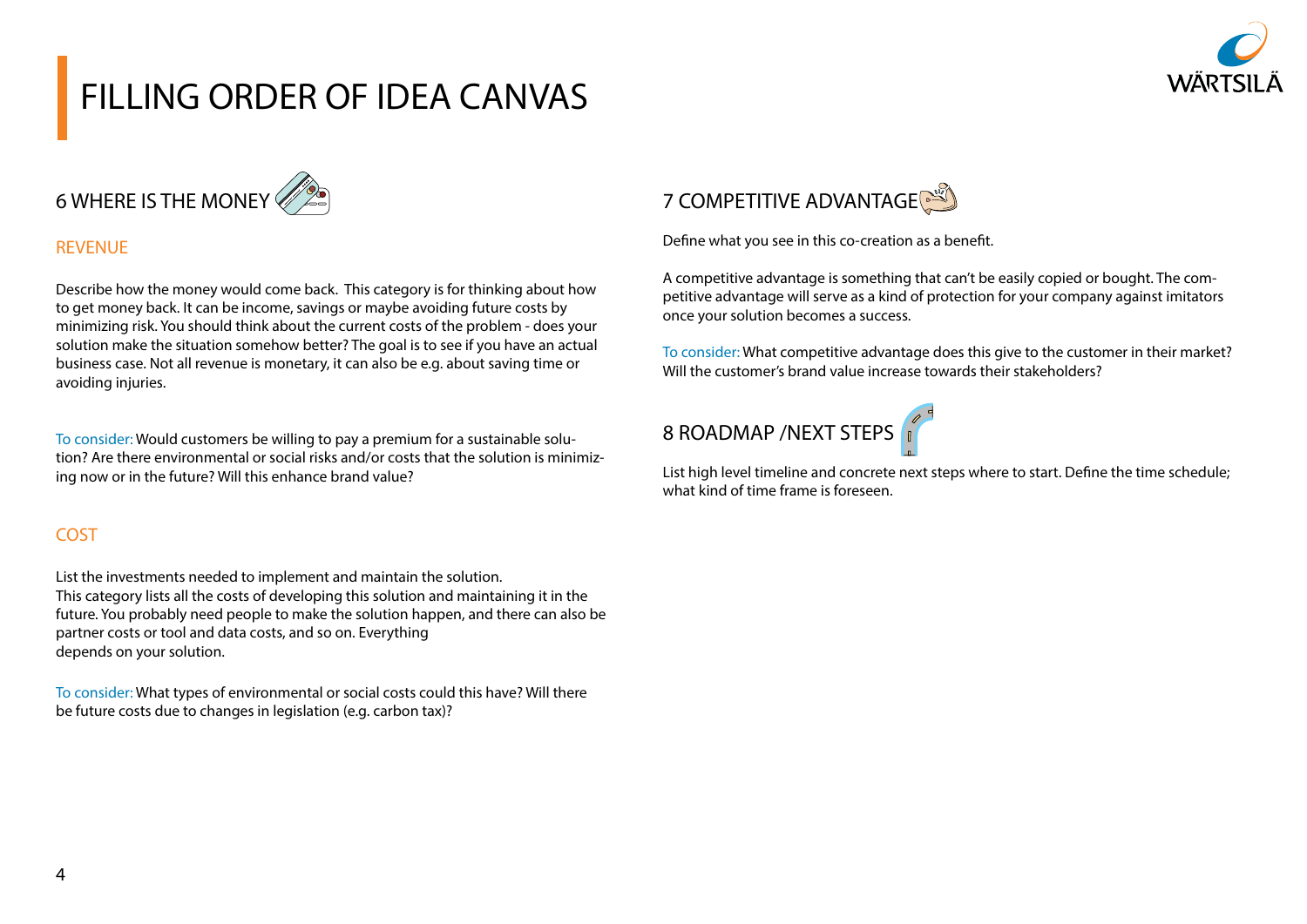# FILLING ORDER OF IDEA CANVAS

## 6 WHERE IS THE MONEY

### REVENUE

Describe how the money would come back. This category is for thinking about how to get money back. It can be income, savings or maybe avoiding future costs by minimizing risk. You should think about the current costs of the problem - does your solution make the situation somehow better? The goal is to see if you have an actual business case. Not all revenue is monetary, it can also be e.g. about saving time or avoiding injuries.

To consider: Would customers be willing to pay a premium for a sustainable solution? Are there environmental or social risks and/or costs that the solution is minimizing now or in the future? Will this enhance brand value?

### COST

List the investments needed to implement and maintain the solution.
This category lists all the costs of developing this solution and maintaining it in the future. You probably need people to make the solution happen, and there can also be partner costs or tool and data costs, and so on. Everything depends on your solution.

To consider: What types of environmental or social costs could this have? Will there be future costs due to changes in legislation (e.g. carbon tax)?

## 7 COMPETITIVE ADVANTAGE

Define what you see in this co-creation as a benefit.

A competitive advantage is something that can't be easily copied or bought. The competitive advantage will serve as a kind of protection for your company against imitators once your solution becomes a success.

To consider: What competitive advantage does this give to the customer in their market? Will the customer's brand value increase towards their stakeholders?

## 8 ROADMAP /NEXT STEPS

List high level timeline and concrete next steps where to start. Define the time schedule; what kind of time frame is foreseen.